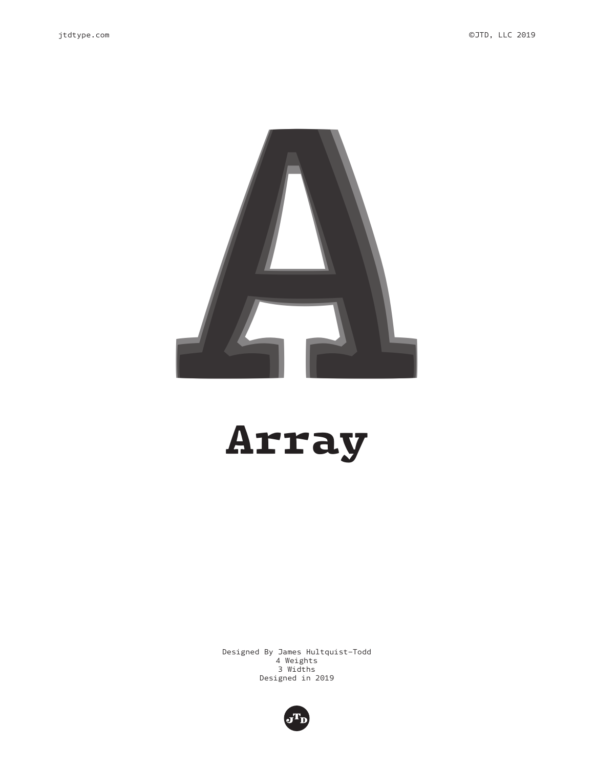jtdtype.com

©JTD, LLC 2019

# Array

Designed By James Hultquist-Todd
4 Weights
3 Widths
Designed in 2019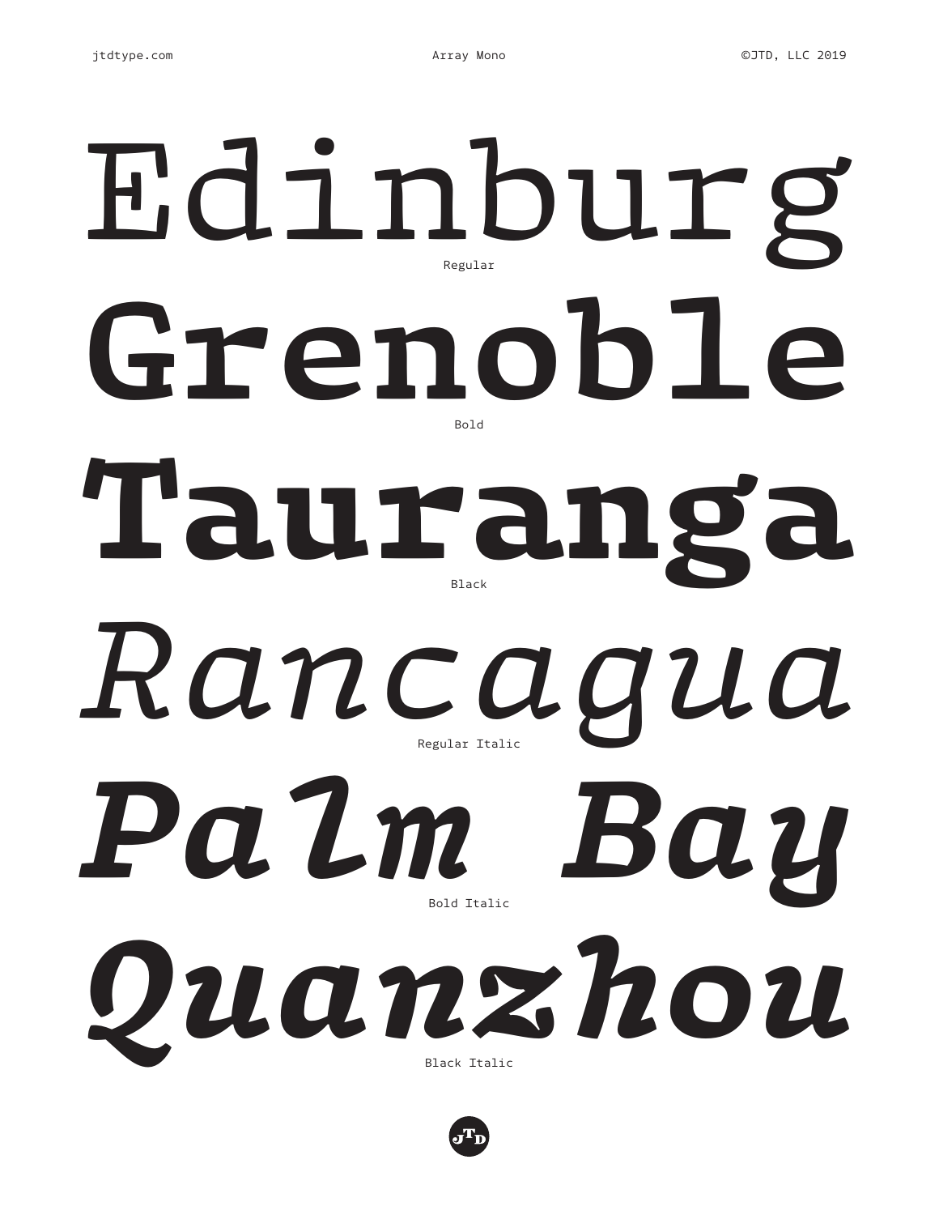Edinburg

Regular

**Grenoble**

Bold

**Tauranga**

Black

*Rancagua*

Regular Italic

***Palm Bay***

Bold Italic

***Quanzhou***

Black Italic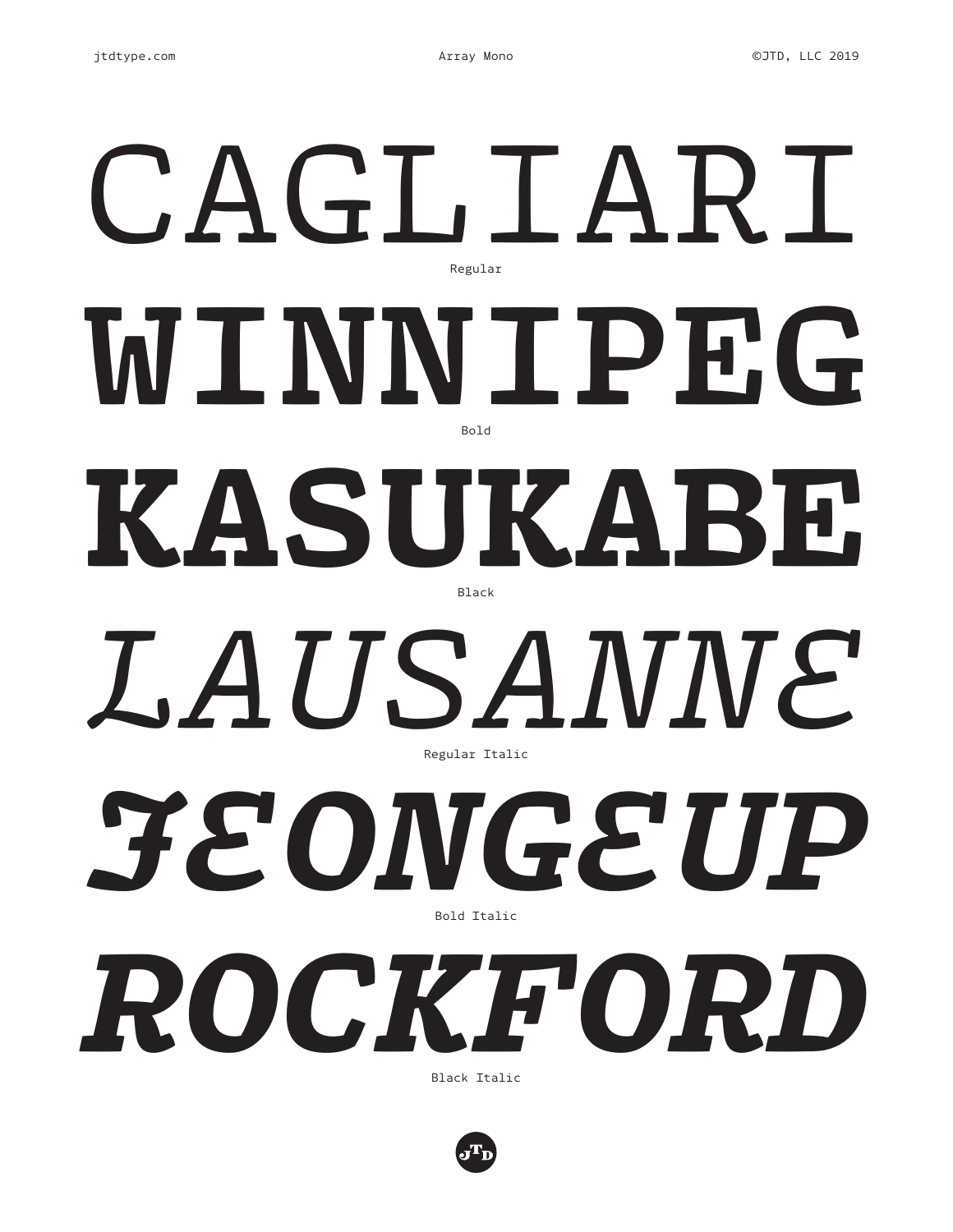CAGLIARI

Regular

WINNIPEG

Bold

KASUKABE

Black

*LAUSANNE*

Regular Italic

***JEONGEUP***

Bold Italic

***ROCKFORD***

Black Italic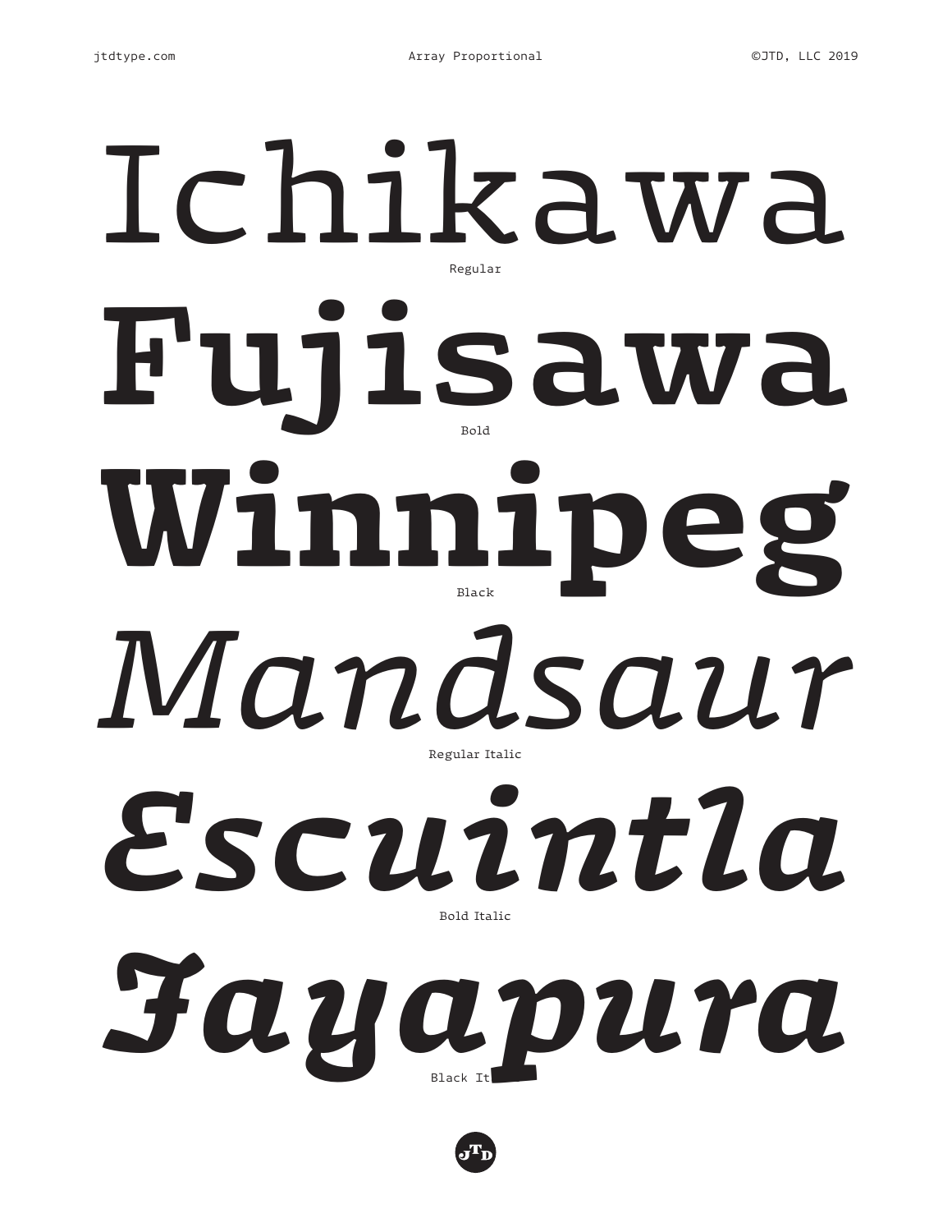Ichikawa

Regular

**Fujisawa**

Bold

**Winnipeg**

Black

*Mandsaur*

Regular Italic

***Escuintla***

Bold Italic

***Jayapura***

Black It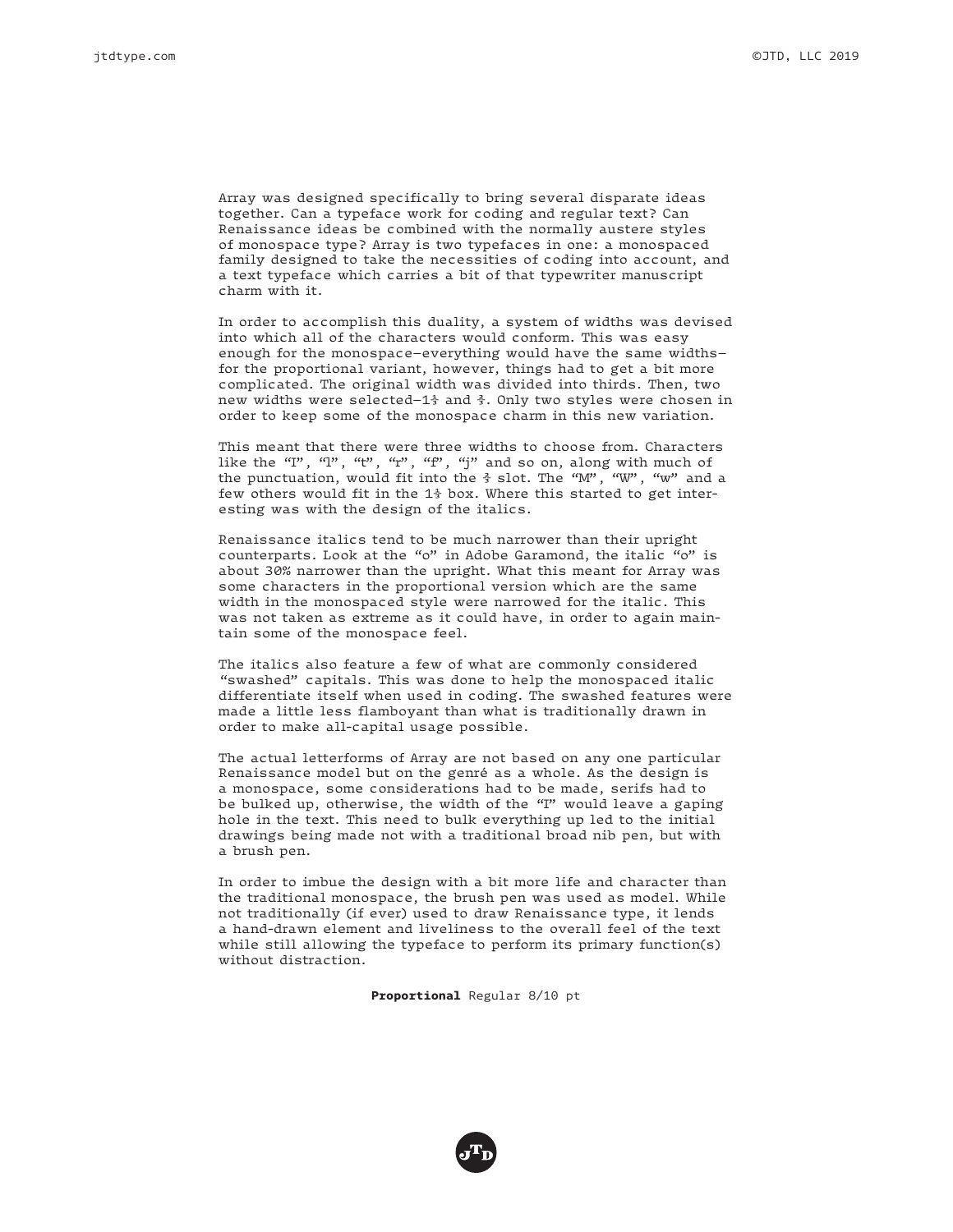Array was designed specifically to bring several disparate ideas together. Can a typeface work for coding and regular text? Can Renaissance ideas be combined with the normally austere styles of monospace type? Array is two typefaces in one: a monospaced family designed to take the necessities of coding into account, and a text typeface which carries a bit of that typewriter manuscript charm with it.

In order to accomplish this duality, a system of widths was devised into which all of the characters would conform. This was easy enough for the monospace—everything would have the same widths—for the proportional variant, however, things had to get a bit more complicated. The original width was divided into thirds. Then, two new widths were selected—1⅓ and ⅔. Only two styles were chosen in order to keep some of the monospace charm in this new variation.

This meant that there were three widths to choose from. Characters like the “I”, “l”, “t”, “r”, “f”, “j” and so on, along with much of the punctuation, would fit into the ⅔ slot. The “M”, “W”, “w” and a few others would fit in the 1⅓ box. Where this started to get interesting was with the design of the italics.

Renaissance italics tend to be much narrower than their upright counterparts. Look at the “o” in Adobe Garamond, the italic “o” is about 30% narrower than the upright. What this meant for Array was some characters in the proportional version which are the same width in the monospaced style were narrowed for the italic. This was not taken as extreme as it could have, in order to again maintain some of the monospace feel.

The italics also feature a few of what are commonly considered “swashed” capitals. This was done to help the monospaced italic differentiate itself when used in coding. The swashed features were made a little less flamboyant than what is traditionally drawn in order to make all-capital usage possible.

The actual letterforms of Array are not based on any one particular Renaissance model but on the genré as a whole. As the design is a monospace, some considerations had to be made, serifs had to be bulked up, otherwise, the width of the “I” would leave a gaping hole in the text. This need to bulk everything up led to the initial drawings being made not with a traditional broad nib pen, but with a brush pen.

In order to imbue the design with a bit more life and character than the traditional monospace, the brush pen was used as model. While not traditionally (if ever) used to draw Renaissance type, it lends a hand-drawn element and liveliness to the overall feel of the text while still allowing the typeface to perform its primary function(s) without distraction.

**Proportional** Regular 8/10 pt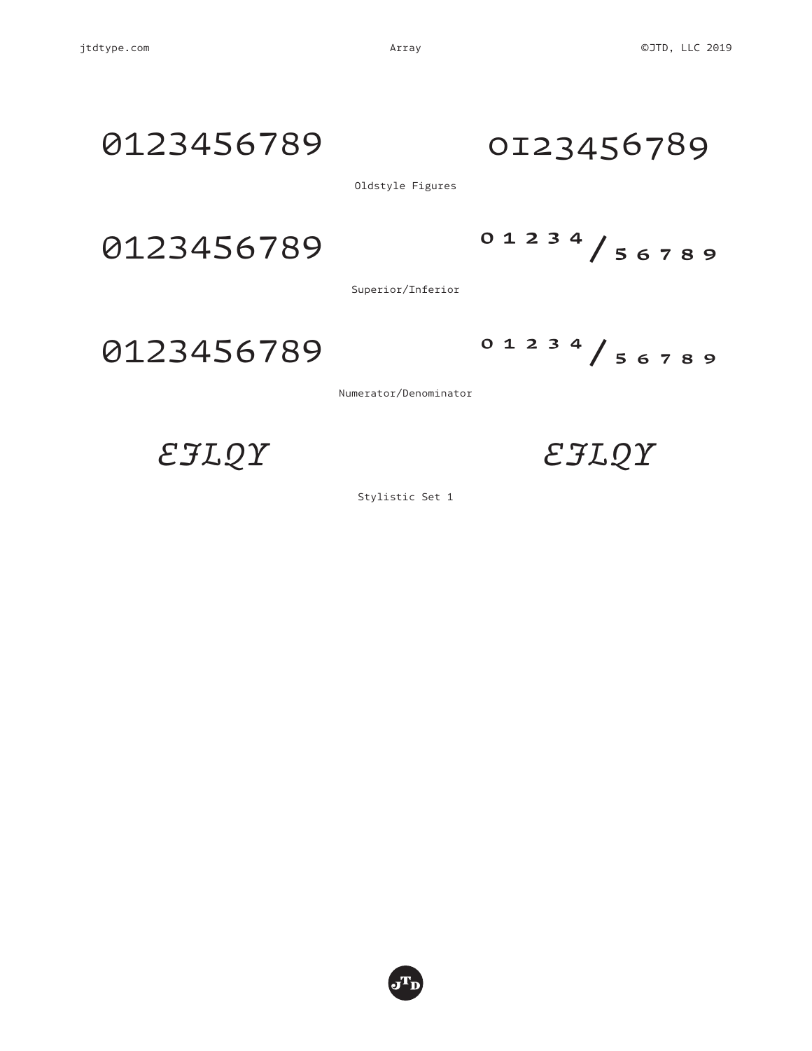0123456789 OI23456789

Oldstyle Figures

0123456789 01234/56789

Superior/Inferior

0123456789 01234/56789

Numerator/Denominator

*EFLQY* *EFLQY*

Stylistic Set 1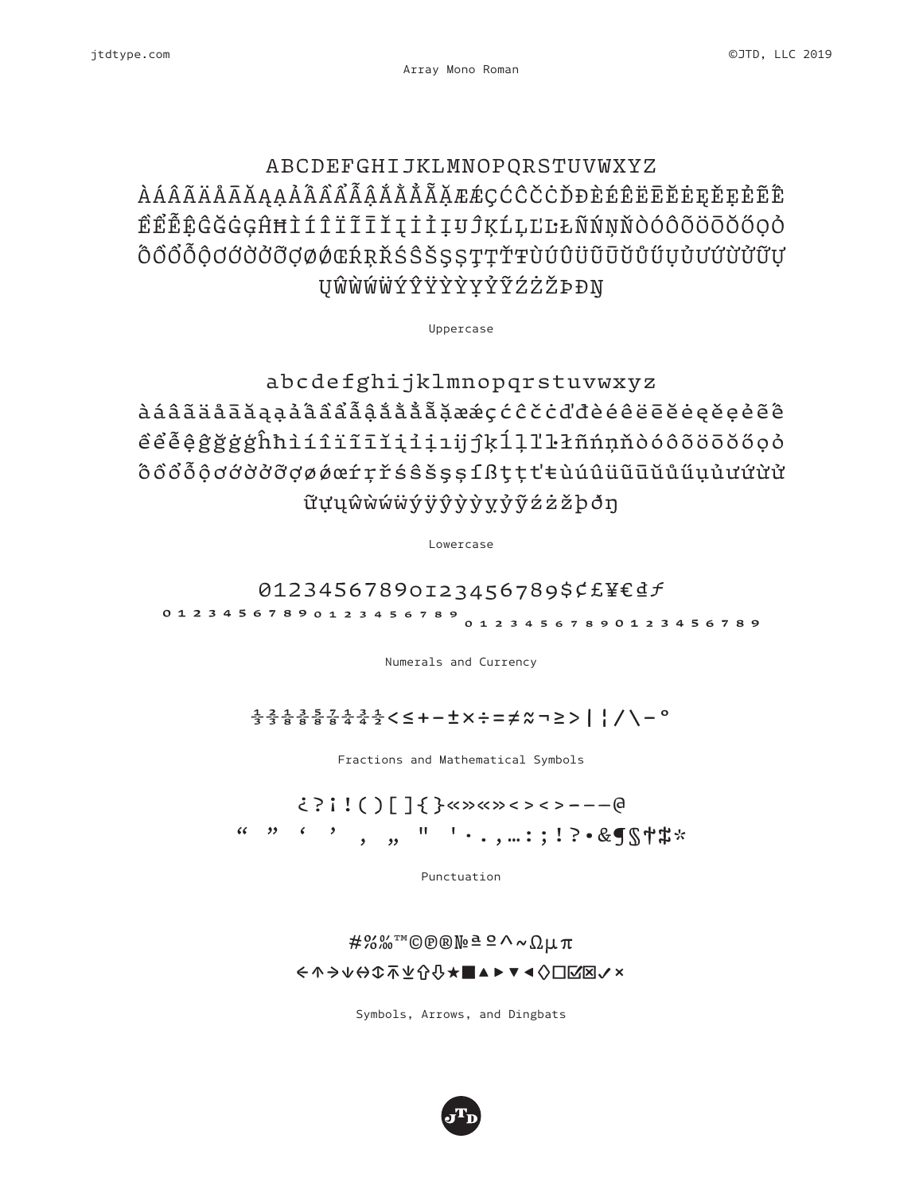Array Mono Roman

ABCDEFGHIJKLMNOPQRSTUVWXYZ
ÀÁÂÃÄÅĀĂĄẠẢẤẦẨẪẬẮẰẲẴẶÆǼÇĆĈČĊĎĐÈÉÊËĒĔĖĘẸẺẼẾ
ỀỂỄỆĜĞĠĢĤĦÌÍÎÏĨĪĬĮİỈỊĲĴĶĹĻĽĿŁÑŃŅŇÒÓÔÕÖŌŎŐỌỎ
ỐỒỔỖỘƠỚỜỞỠỢØǾŒŔŖŘŚŜŠŞȘŢȚŤŦÙÚÛÜŨŪŬŮŰŲỤỦƯỨỪỬỮỰ
ŲŴẀẂẄÝŶŸỲỴỶỸŹŻŽÞĐŊ

Uppercase

abcdefghijklmnopqrstuvwxyz
àáâãäåāăąạảấầẩẫậắằẳẵặæǽçćĉčċďđèéêëēĕėęẹẻẽế
ềểễệĝğġģĥħìíîïĩīĭįịỉıĳĵķĺļľŀłñńņňòóôõöōŏőọỏ
ốồổỗộơớờởỡợøǿœŕŗřśŝšşșſßţțťŧùúûüũūŭůűųụủưứừử
ữựųŵẁẃẅýŷÿỳỵỷỹźżžþðŋ

Lowercase

0123456789 0123456789 $¢£¥€₫ƒ
0 1 2 3 4 5 6 7 8 9 0 1 2 3 4 5 6 7 8 9 0 1 2 3 4 5 6 7 8 9 0 1 2 3 4 5 6 7 8 9

Numerals and Currency

⅓⅔⅛⅜⅝⅞¼½¾½<≤+−±×÷=≠≈¬≥>|¦/\−°

Fractions and Mathematical Symbols

¿?¡!()[]{}«»«»‹›‹›-–—@
“ ” ‘ ’ ‚ „ " '·.,…:;!?•&¶§†‡*

Punctuation

#%‰™©℗®№ªº^~Ωµπ
←↑→↓↔↕↥↧⇧⇩★■▲►▼◄◊□☑☒✓×

Symbols, Arrows, and Dingbats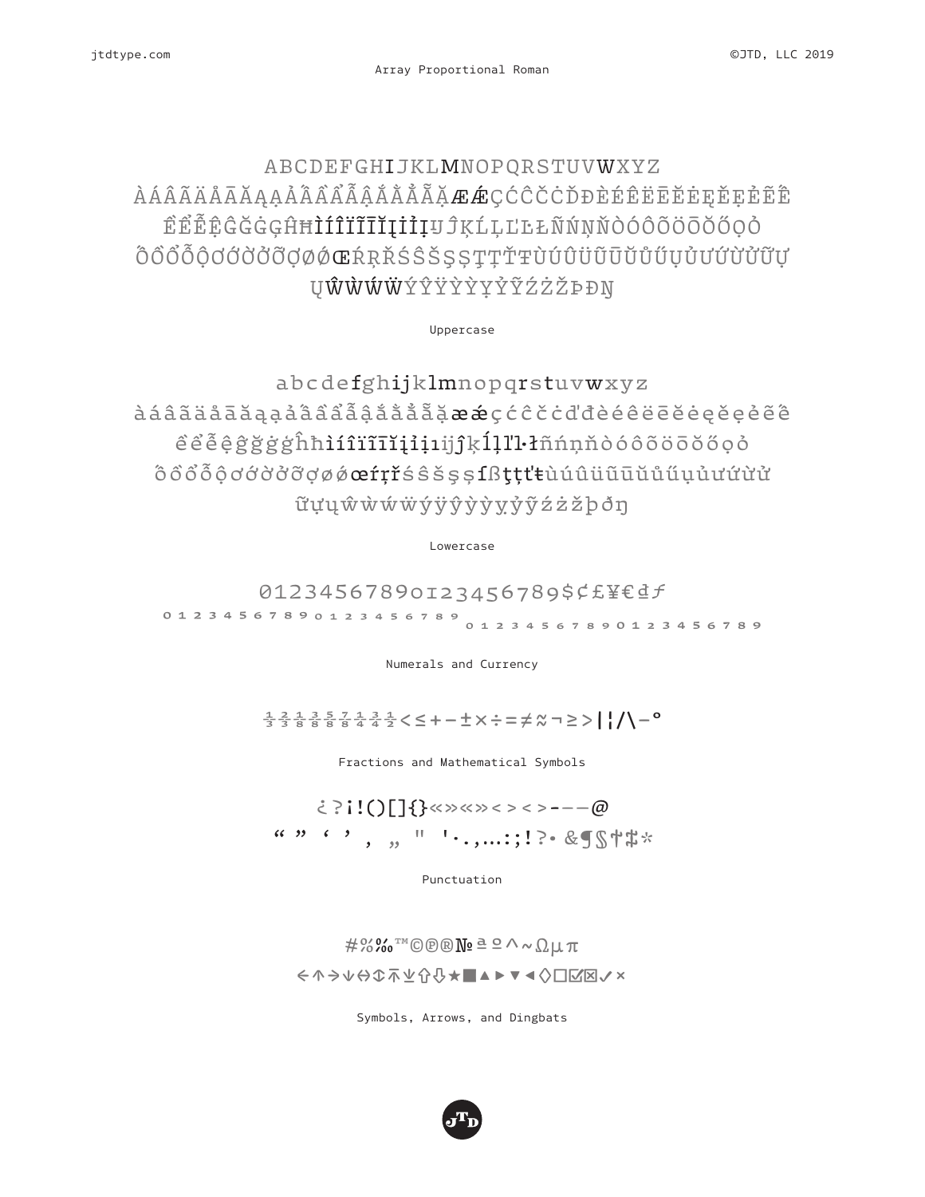Array Proportional Roman

ABCDEFGHIJKLMNOPQRSTUVWXYZ
ÀÁÂÃÄÅĀĂĄẠẢẤẦẨẪẬẮẰẲẴẶÆǼÇĆĈČĊĎĐÈÉÊËĒĔĖĘĚẸẺẼẾ
ỀỂỄỆĜĞĠĢĤĦÌÍÎÏĨĪĬĮİỈỊɄĴĶĹĻĽĿŁÑŃŅŇÒÓÔÕÖŌŎŐỌỎ
ỐỒỔỖỘƠỚỜỞỠỢØǾŒŔŖŘŚŜŠŞȘŢȚŤŦÙÚÛÜŨŪŬŮŰŲỤỦƯỨỪỬỮỰ
ŲŴẀẂẄÝŶŸỲỴỶỸŹŻŽÞĐŊ

Uppercase

abcdefghijklmnopqrstuvwxyz
àáâãäåāăąạảấầẩẫậắằẳẵặæǽçćĉčċďđèéêëēĕėęěẹẻẽế
ềểễệĝğġģĥħìíîïĩīĭįỉịıĳĵķĺļľŀłñńņňòóôõöōŏőọỏ
ốồổỗộơớờởỡợøǿœŕŗřśŝšşșſßţțťŧùúûüũūŭůűųụủưứừử
ữựųŵẁẃẅýÿŷỳỵỷỹźżžþðŋ

Lowercase

01234567890123456789$¢£¥€₫ƒ
0123456789 0123456789 0123456789 0123456789

Numerals and Currency

⅓⅔⅛⅜⅝⅞¼¾½<≤+−±×÷=≠≈¬≥>|¦/\−°

Fractions and Mathematical Symbols

¿?¡!()[]{}«»«»‹›‹›-–—@
“ ” ‘ ’ ‚ „ " '·.,…:;!?• &¶§†‡*

Punctuation

#%‰™©℗®№ªº^~Ωµπ
←↑→↓↔↕↥↧⇧⇩★■▲►▼◄◊□☑☒✓×

Symbols, Arrows, and Dingbats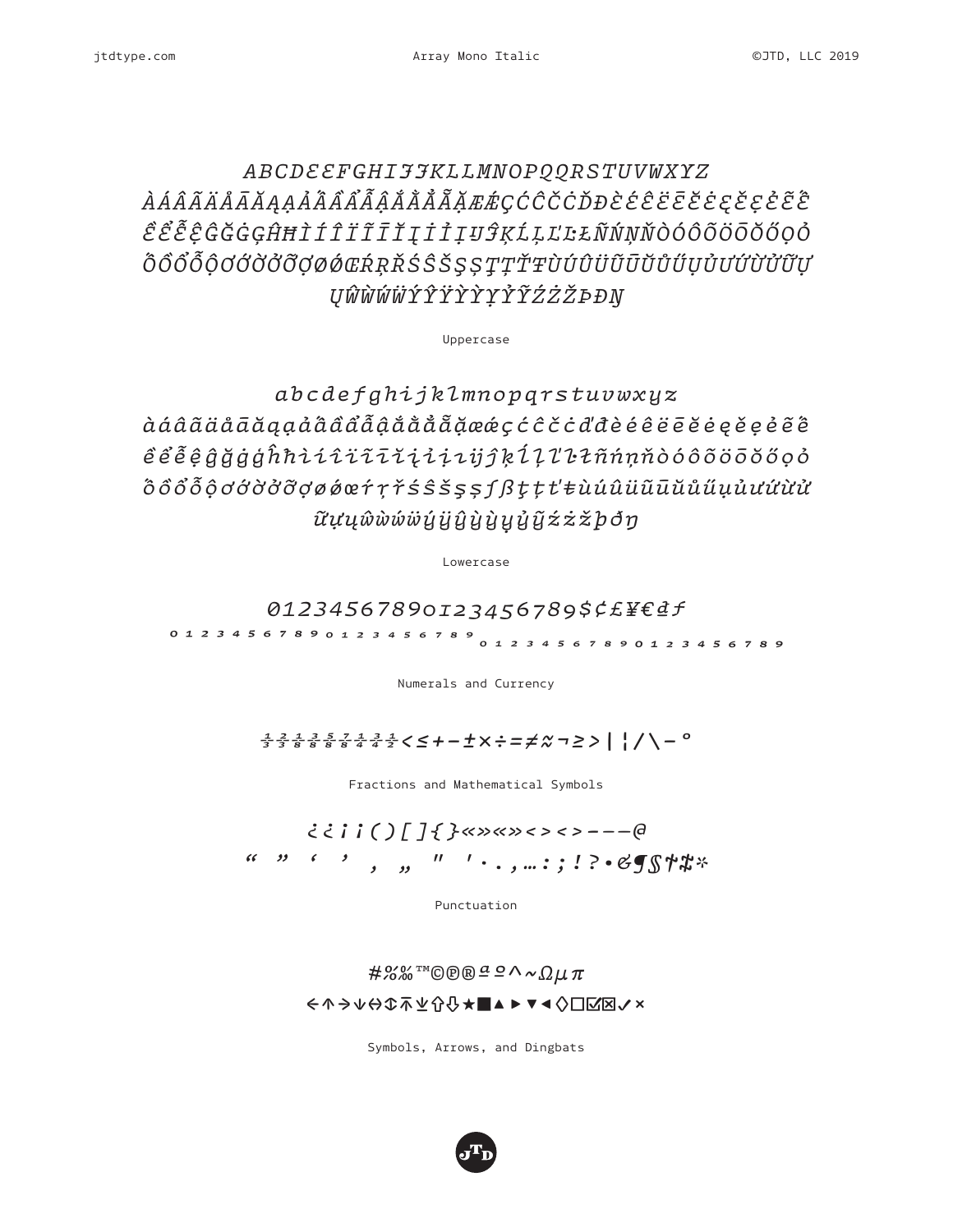ABCDEƐFGHIJJKLLMNOPQQRSTUVWXYZ
ÀÁÂÃÄÅĀĂĄẠẢẦẤẨẪẬẮẰẲẴẶÆǼÇĆĈČĊĎĐÈÉÊËĒĔĖĘĚẸẺẼẾ
ỀỂỄỆĜĞĠĢĤĦÌÍÎÏĨĪĬĮİỈỊĲĴĶĹĻĽĿŁÑŃŅŇÒÓÔÕÖŌŎŐỌỎ
ỐỒỔỖỘƠỚỜỞỠỢØǾŒŔŖŘŚŜŠŞȘŢȚŤŦÙÚÛÜŨŪŬŮŰỤỦƯỨỪỬỮỰ
ŲŴẀẂẄÝŶŸỲỴỶỸŹŻŽÞÐŊ

Uppercase

abcdefghijklmnopqrstuvwxyz
àáâãäåāăąạảầấẩẫậắằẳẵặæǽçćĉčċďđèéêëēĕėęěẹẻẽế
ềểễệĝğġģĥħìíîïĩīĭįiỉịĳĵķĺļľŀłñńņňòóôõöōŏőọỏ
ốồổỗộơớờởỡợøǿœŕŗřśŝšşșſßţțťŧùúûüũūŭůűụủưứừử
ữựųŵẁẃẅýÿŷỳỵỷỹźżžþðŋ

Lowercase

0123456789 0123456789 $¢£¥€₫ƒ
0 1 2 3 4 5 6 7 8 9 0 1 2 3 4 5 6 7 8 9 0 1 2 3 4 5 6 7 8 9 0 1 2 3 4 5 6 7 8 9

Numerals and Currency

⅓ ⅔ ⅛ ⅜ ⅝ ⅞ ¼ ¾ ½ < ≤ + − ± × ÷ = ≠ ≈ ¬ ≥ > | ¦ / \ - °

Fractions and Mathematical Symbols

¿ ¿ ¡ ¡ ( ) [ ] { } « » « » ‹ › ‹ › - – — @
“ ” ‘ ’ ‚ „ " ' · . , … : ; ! ? • & ¶ § † ‡ *

Punctuation

# % ‰ ™ © ℗ ® ª º ^ ~ Ω µ π
← ↑ → ↓ ↔ ↕ ↥ ↧ ⇧ ⇩ ★ ■ ▲ ▶ ▼ ◀ ◊ □ ☑ ☒ ✓ ×

Symbols, Arrows, and Dingbats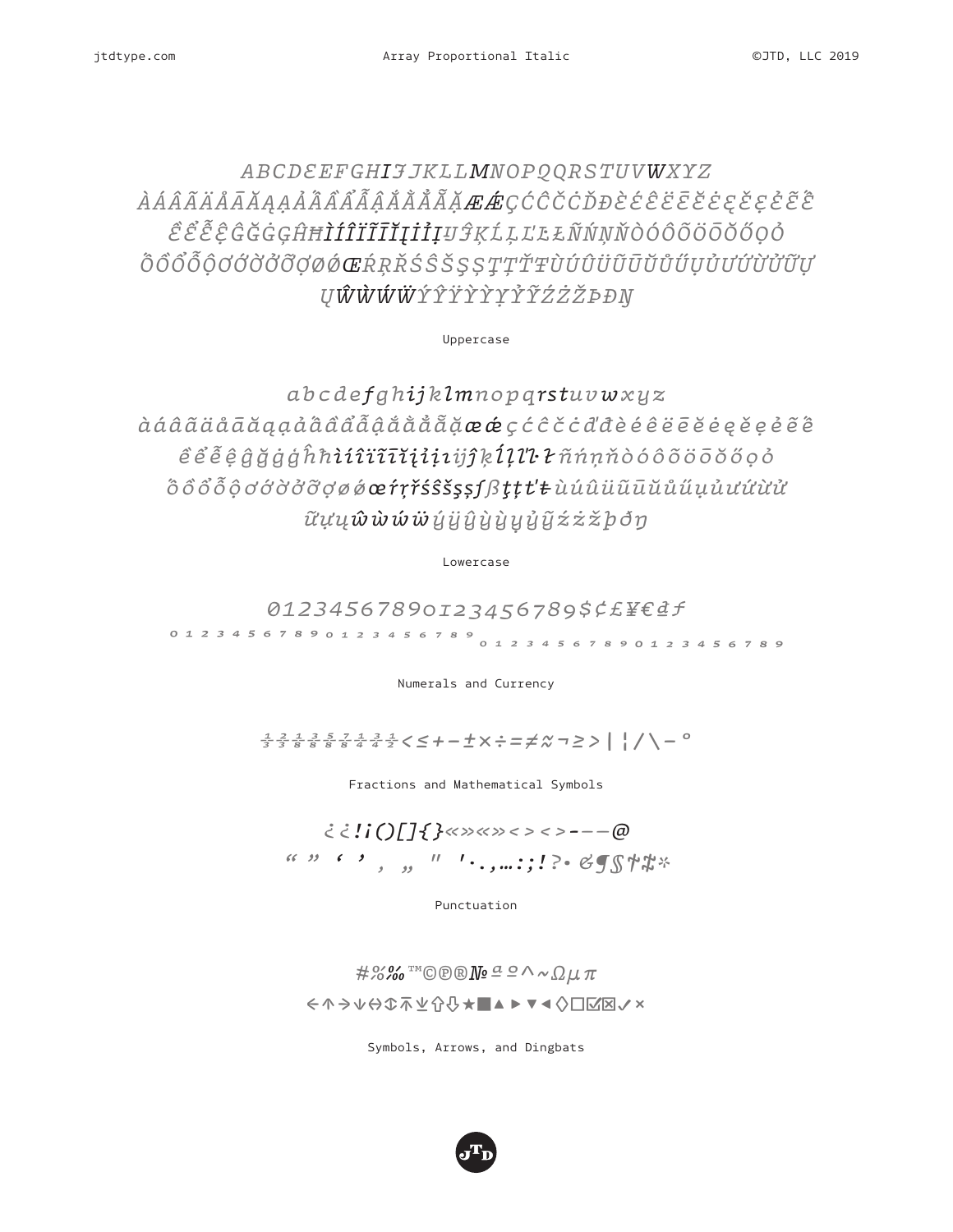ABCDƐEFGHIƷJKLLMNOPQQRSTUVWXYZ
ÀÁÂÃÄÅĀĂĄẠẢẤẦẨẪẬẮẰẲẴẶÆǼÇĆĈČĊĎĐÈÉÊËĒĔĖĘĚẸẺẼẾ
ỀỂỄỆĜĞĠĢĤĦÌÍÎÏĨĪĬĮİỈỊĲĴĶĹĻĽĿŁÑŃŅŇÒÓÔÕÖŌŎŐỌỎ
ỐỒỔỖỘƠỚỜỞỠỢØǾŒŔŖŘŚŜŠŞȘŢȚŤŦÙÚÛÜŨŪŬŮŰŲỤỦƯỨỪỬỮỰ
ỴŴẀẂẄÝŶŸỲỸỶỸŹŻŽÞĐŊ

Uppercase

abcdefghijklmnopqrstuvwxyz
àáâãäåāăąạảấầẩẫậắằẳẵặæǽçćĉčċďđèéêëēĕėęěẹẻẽế
ềểễệĝğġģĥħìíîïĩīĭįỉịıĳĵķĺļľŀłñńņňòóôõöōŏőọỏ
ốồổỗộơớờởỡợøǿœŕŗřśŝšşșſßţțťŧùúûüũūŭůűųụủưứừử
ữựỵŵẁẃẅýÿŷỳỹỷỹźżžþðŋ

Lowercase

0123456789 0123456789$¢£¥€₫ƒ
0 1 2 3 4 5 6 7 8 9 0 1 2 3 4 5 6 7 8 9 0 1 2 3 4 5 6 7 8 9 0 1 2 3 4 5 6 7 8 9

Numerals and Currency

⅓ ⅔ ⅛ ⅜ ⅝ ⅞ ¼ ¾ ½ < ≤ + − ± × ÷ = ≠ ≈ ¬ ≥ > | ¦ / \ - °

Fractions and Mathematical Symbols

¿ ¿ ! ¡ ( ) [ ] { } « » « » ‹ › ‹ › - – — @
“ ” ‘ ’ ‚ „ ″ ′ · . , … : ; ! ? • & ¶ § † ‡ *

Punctuation

# % ‰ ™ © ℗ ® № ª º ^ ~ Ω µ π
← ↑ → ↓ ↔ ↕ ↥ ↧ ⇧ ⇩ ★ ■ ▲ ► ▼ ◄ ◊ □ ☑ ☒ ✓ ×

Symbols, Arrows, and Dingbats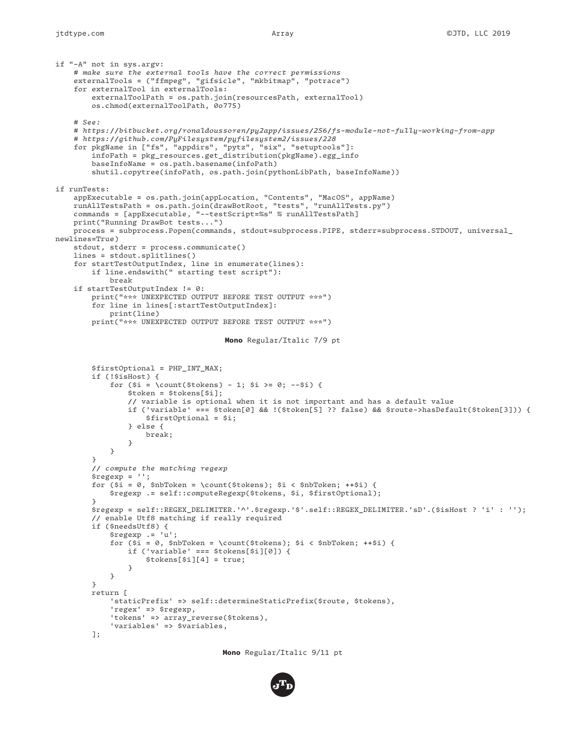```
if "-A" not in sys.argv:
    # make sure the external tools have the correct permissions
    externalTools = ("ffmpeg", "gifsicle", "mkbitmap", "potrace")
    for externalTool in externalTools:
        externalToolPath = os.path.join(resourcesPath, externalTool)
        os.chmod(externalToolPath, 0o775)

    # See:
    # https://bitbucket.org/ronaldoussoren/py2app/issues/256/fs-module-not-fully-working-from-app
    # https://github.com/PyFilesystem/pyfilesystem2/issues/228
    for pkgName in ["fs", "appdirs", "pytz", "six", "setuptools"]:
        infoPath = pkg_resources.get_distribution(pkgName).egg_info
        baseInfoName = os.path.basename(infoPath)
        shutil.copytree(infoPath, os.path.join(pythonLibPath, baseInfoName))

if runTests:
    appExecutable = os.path.join(appLocation, "Contents", "MacOS", appName)
    runAllTestsPath = os.path.join(drawBotRoot, "tests", "runAllTests.py")
    commands = [appExecutable, "--testScript=%s" % runAllTestsPath]
    print("Running DrawBot tests...")
    process = subprocess.Popen(commands, stdout=subprocess.PIPE, stderr=subprocess.STDOUT, universal_
newlines=True)
    stdout, stderr = process.communicate()
    lines = stdout.splitlines()
    for startTestOutputIndex, line in enumerate(lines):
        if line.endswith(" starting test script"):
            break
    if startTestOutputIndex != 0:
        print("*** UNEXPECTED OUTPUT BEFORE TEST OUTPUT ***")
        for line in lines[:startTestOutputIndex]:
            print(line)
        print("*** UNEXPECTED OUTPUT BEFORE TEST OUTPUT ***")
```

**Mono** Regular/Italic 7/9 pt

```
        $firstOptional = PHP_INT_MAX;
        if (!$isHost) {
            for ($i = \count($tokens) - 1; $i >= 0; --$i) {
                $token = $tokens[$i];
                // variable is optional when it is not important and has a default value
                if ('variable' === $token[0] && !($token[5] ?? false) && $route->hasDefault($token[3])) {
                    $firstOptional = $i;
                } else {
                    break;
                }
            }
        }
        // compute the matching regexp
        $regexp = '';
        for ($i = 0, $nbToken = \count($tokens); $i < $nbToken; ++$i) {
            $regexp .= self::computeRegexp($tokens, $i, $firstOptional);
        }
        $regexp = self::REGEX_DELIMITER.'^'.$regexp.'$'.self::REGEX_DELIMITER.'sD'.($isHost ? 'i' : '');
        // enable Utf8 matching if really required
        if ($needsUtf8) {
            $regexp .= 'u';
            for ($i = 0, $nbToken = \count($tokens); $i < $nbToken; ++$i) {
                if ('variable' === $tokens[$i][0]) {
                    $tokens[$i][4] = true;
                }
            }
        }
        return [
            'staticPrefix' => self::determineStaticPrefix($route, $tokens),
            'regex' => $regexp,
            'tokens' => array_reverse($tokens),
            'variables' => $variables,
        ];
```

**Mono** Regular/Italic 9/11 pt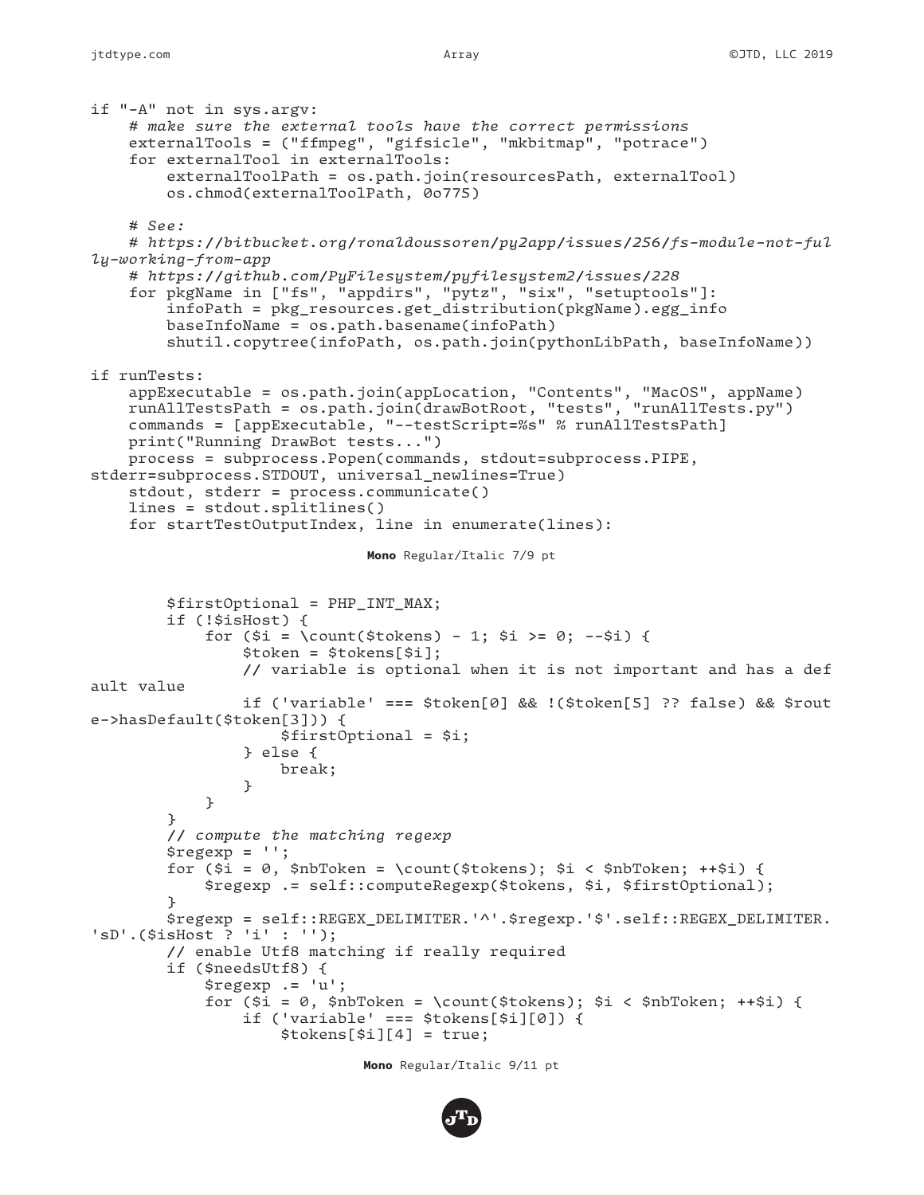```
if "-A" not in sys.argv:
    # make sure the external tools have the correct permissions
    externalTools = ("ffmpeg", "gifsicle", "mkbitmap", "potrace")
    for externalTool in externalTools:
        externalToolPath = os.path.join(resourcesPath, externalTool)
        os.chmod(externalToolPath, 0o775)

    # See:
    # https://bitbucket.org/ronaldoussoren/py2app/issues/256/fs-module-not-ful
ly-working-from-app
    # https://github.com/PyFilesystem/pyfilesystem2/issues/228
    for pkgName in ["fs", "appdirs", "pytz", "six", "setuptools"]:
        infoPath = pkg_resources.get_distribution(pkgName).egg_info
        baseInfoName = os.path.basename(infoPath)
        shutil.copytree(infoPath, os.path.join(pythonLibPath, baseInfoName))

if runTests:
    appExecutable = os.path.join(appLocation, "Contents", "MacOS", appName)
    runAllTestsPath = os.path.join(drawBotRoot, "tests", "runAllTests.py")
    commands = [appExecutable, "--testScript=%s" % runAllTestsPath]
    print("Running DrawBot tests...")
    process = subprocess.Popen(commands, stdout=subprocess.PIPE,
stderr=subprocess.STDOUT, universal_newlines=True)
    stdout, stderr = process.communicate()
    lines = stdout.splitlines()
    for startTestOutputIndex, line in enumerate(lines):
```

**Mono** Regular/Italic 7/9 pt

```
        $firstOptional = PHP_INT_MAX;
        if (!$isHost) {
            for ($i = \count($tokens) - 1; $i >= 0; --$i) {
                $token = $tokens[$i];
                // variable is optional when it is not important and has a def
ault value
                if ('variable' === $token[0] && !($token[5] ?? false) && $rout
e->hasDefault($token[3])) {
                    $firstOptional = $i;
                } else {
                    break;
                }
            }
        }
        // compute the matching regexp
        $regexp = '';
        for ($i = 0, $nbToken = \count($tokens); $i < $nbToken; ++$i) {
            $regexp .= self::computeRegexp($tokens, $i, $firstOptional);
        }
        $regexp = self::REGEX_DELIMITER.'^'.$regexp.'$'.self::REGEX_DELIMITER.
'sD'.($isHost ? 'i' : '');
        // enable Utf8 matching if really required
        if ($needsUtf8) {
            $regexp .= 'u';
            for ($i = 0, $nbToken = \count($tokens); $i < $nbToken; ++$i) {
                if ('variable' === $tokens[$i][0]) {
                    $tokens[$i][4] = true;
```

**Mono** Regular/Italic 9/11 pt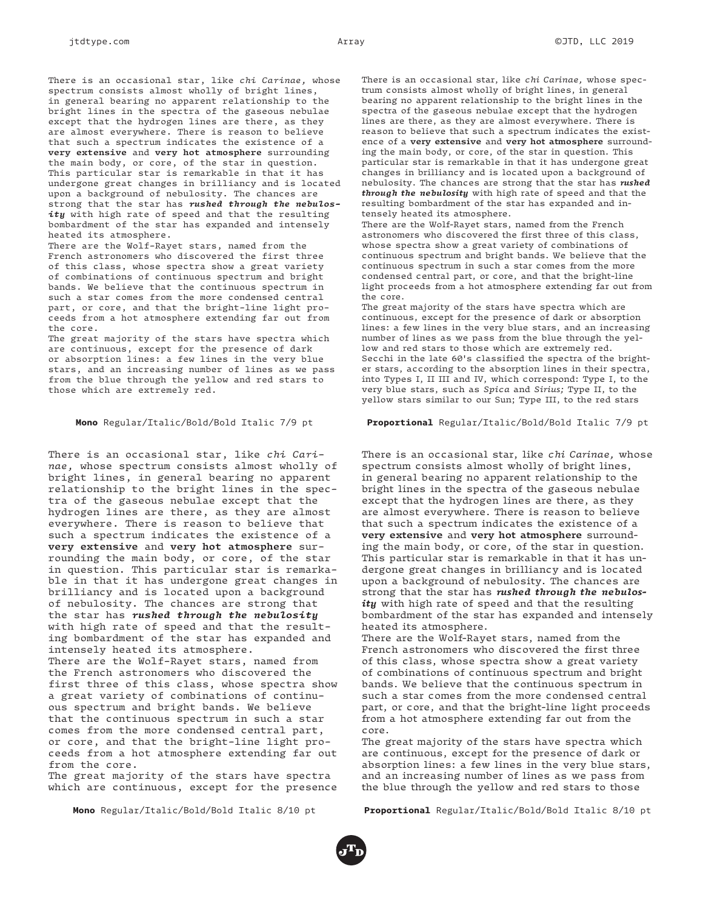There is an occasional star, like *chi Carinae,* whose spectrum consists almost wholly of bright lines, in general bearing no apparent relationship to the bright lines in the spectra of the gaseous nebulae except that the hydrogen lines are there, as they are almost everywhere. There is reason to believe that such a spectrum indicates the existence of a **very extensive** and **very hot atmosphere** surrounding the main body, or core, of the star in question. This particular star is remarkable in that it has undergone great changes in brilliancy and is located upon a background of nebulosity. The chances are strong that the star has ***rushed through the nebulosity*** with high rate of speed and that the resulting bombardment of the star has expanded and intensely heated its atmosphere.
There are the Wolf-Rayet stars, named from the French astronomers who discovered the first three of this class, whose spectra show a great variety of combinations of continuous spectrum and bright bands. We believe that the continuous spectrum in such a star comes from the more condensed central part, or core, and that the bright-line light proceeds from a hot atmosphere extending far out from the core.
The great majority of the stars have spectra which are continuous, except for the presence of dark or absorption lines: a few lines in the very blue stars, and an increasing number of lines as we pass from the blue through the yellow and red stars to those which are extremely red.

**Mono** Regular/Italic/Bold/Bold Italic 7/9 pt

There is an occasional star, like *chi Carinae,* whose spectrum consists almost wholly of bright lines, in general bearing no apparent relationship to the bright lines in the spectra of the gaseous nebulae except that the hydrogen lines are there, as they are almost everywhere. There is reason to believe that such a spectrum indicates the existence of a **very extensive** and **very hot atmosphere** surrounding the main body, or core, of the star in question. This particular star is remarkable in that it has undergone great changes in brilliancy and is located upon a background of nebulosity. The chances are strong that the star has ***rushed through the nebulosity*** with high rate of speed and that the resulting bombardment of the star has expanded and intensely heated its atmosphere.
There are the Wolf-Rayet stars, named from the French astronomers who discovered the first three of this class, whose spectra show a great variety of combinations of continuous spectrum and bright bands. We believe that the continuous spectrum in such a star comes from the more condensed central part, or core, and that the bright-line light proceeds from a hot atmosphere extending far out from the core.
The great majority of the stars have spectra which are continuous, except for the presence of dark or absorption lines: a few lines in the very blue stars, and an increasing number of lines as we pass from the blue through the yellow and red stars to those which are extremely red.
Secchi in the late 60's classified the spectra of the brighter stars, according to the absorption lines in their spectra, into Types I, II III and IV, which correspond: Type I, to the very blue stars, such as *Spica* and *Sirius;* Type II, to the yellow stars similar to our Sun; Type III, to the red stars

**Proportional** Regular/Italic/Bold/Bold Italic 7/9 pt

There is an occasional star, like *chi Carinae,* whose spectrum consists almost wholly of bright lines, in general bearing no apparent relationship to the bright lines in the spectra of the gaseous nebulae except that the hydrogen lines are there, as they are almost everywhere. There is reason to believe that such a spectrum indicates the existence of a **very extensive** and **very hot atmosphere** surrounding the main body, or core, of the star in question. This particular star is remarkable in that it has undergone great changes in brilliancy and is located upon a background of nebulosity. The chances are strong that the star has ***rushed through the nebulosity*** with high rate of speed and that the resulting bombardment of the star has expanded and intensely heated its atmosphere.
There are the Wolf-Rayet stars, named from the French astronomers who discovered the first three of this class, whose spectra show a great variety of combinations of continuous spectrum and bright bands. We believe that the continuous spectrum in such a star comes from the more condensed central part, or core, and that the bright-line light proceeds from a hot atmosphere extending far out from the core.
The great majority of the stars have spectra which are continuous, except for the presence

**Mono** Regular/Italic/Bold/Bold Italic 8/10 pt

There is an occasional star, like *chi Carinae,* whose spectrum consists almost wholly of bright lines, in general bearing no apparent relationship to the bright lines in the spectra of the gaseous nebulae except that the hydrogen lines are there, as they are almost everywhere. There is reason to believe that such a spectrum indicates the existence of a **very extensive** and **very hot atmosphere** surrounding the main body, or core, of the star in question. This particular star is remarkable in that it has undergone great changes in brilliancy and is located upon a background of nebulosity. The chances are strong that the star has ***rushed through the nebulosity*** with high rate of speed and that the resulting bombardment of the star has expanded and intensely heated its atmosphere.
There are the Wolf-Rayet stars, named from the French astronomers who discovered the first three of this class, whose spectra show a great variety of combinations of continuous spectrum and bright bands. We believe that the continuous spectrum in such a star comes from the more condensed central part, or core, and that the bright-line light proceeds from a hot atmosphere extending far out from the core.
The great majority of the stars have spectra which are continuous, except for the presence of dark or absorption lines: a few lines in the very blue stars, and an increasing number of lines as we pass from the blue through the yellow and red stars to those

**Proportional** Regular/Italic/Bold/Bold Italic 8/10 pt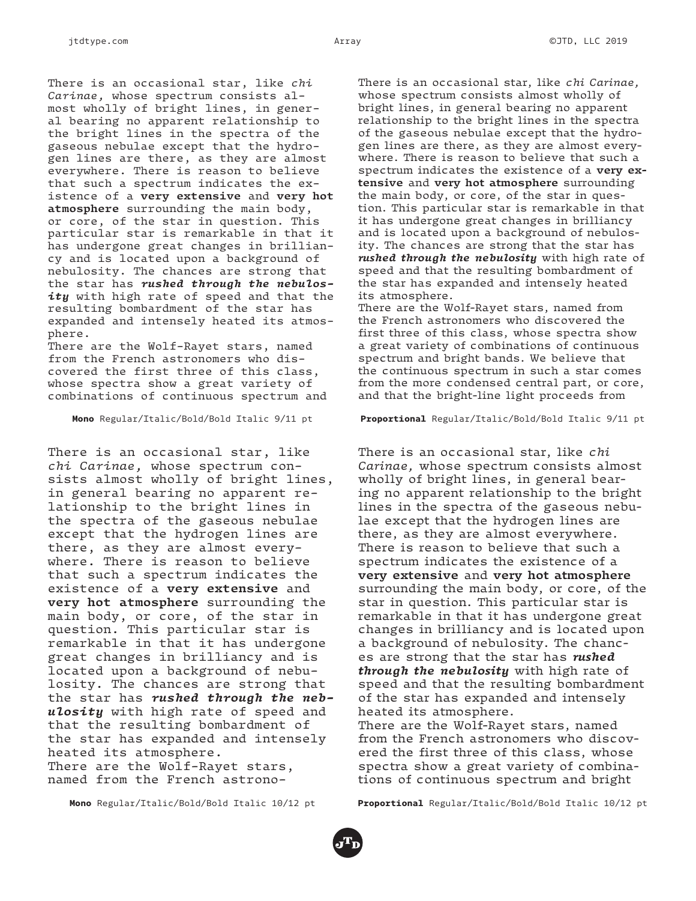There is an occasional star, like *chi Carinae,* whose spectrum consists almost wholly of bright lines, in general bearing no apparent relationship to the bright lines in the spectra of the gaseous nebulae except that the hydrogen lines are there, as they are almost everywhere. There is reason to believe that such a spectrum indicates the existence of a **very extensive** and **very hot atmosphere** surrounding the main body, or core, of the star in question. This particular star is remarkable in that it has undergone great changes in brilliancy and is located upon a background of nebulosity. The chances are strong that the star has ***rushed through the nebulosity*** with high rate of speed and that the resulting bombardment of the star has expanded and intensely heated its atmosphere.
There are the Wolf-Rayet stars, named from the French astronomers who discovered the first three of this class, whose spectra show a great variety of combinations of continuous spectrum and

**Mono** Regular/Italic/Bold/Bold Italic 9/11 pt

There is an occasional star, like *chi Carinae,* whose spectrum consists almost wholly of bright lines, in general bearing no apparent relationship to the bright lines in the spectra of the gaseous nebulae except that the hydrogen lines are there, as they are almost everywhere. There is reason to believe that such a spectrum indicates the existence of a **very extensive** and **very hot atmosphere** surrounding the main body, or core, of the star in question. This particular star is remarkable in that it has undergone great changes in brilliancy and is located upon a background of nebulosity. The chances are strong that the star has ***rushed through the nebulosity*** with high rate of speed and that the resulting bombardment of the star has expanded and intensely heated its atmosphere.
There are the Wolf-Rayet stars, named from the French astronomers who discovered the first three of this class, whose spectra show a great variety of combinations of continuous spectrum and bright bands. We believe that the continuous spectrum in such a star comes from the more condensed central part, or core, and that the bright-line light proceeds from

**Proportional** Regular/Italic/Bold/Bold Italic 9/11 pt

There is an occasional star, like *chi Carinae,* whose spectrum consists almost wholly of bright lines, in general bearing no apparent relationship to the bright lines in the spectra of the gaseous nebulae except that the hydrogen lines are there, as they are almost everywhere. There is reason to believe that such a spectrum indicates the existence of a **very extensive** and **very hot atmosphere** surrounding the main body, or core, of the star in question. This particular star is remarkable in that it has undergone great changes in brilliancy and is located upon a background of nebulosity. The chances are strong that the star has ***rushed through the nebulosity*** with high rate of speed and that the resulting bombardment of the star has expanded and intensely heated its atmosphere.
There are the Wolf-Rayet stars, named from the French astrono-

**Mono** Regular/Italic/Bold/Bold Italic 10/12 pt

There is an occasional star, like *chi Carinae,* whose spectrum consists almost wholly of bright lines, in general bearing no apparent relationship to the bright lines in the spectra of the gaseous nebulae except that the hydrogen lines are there, as they are almost everywhere. There is reason to believe that such a spectrum indicates the existence of a **very extensive** and **very hot atmosphere** surrounding the main body, or core, of the star in question. This particular star is remarkable in that it has undergone great changes in brilliancy and is located upon a background of nebulosity. The chances are strong that the star has ***rushed through the nebulosity*** with high rate of speed and that the resulting bombardment of the star has expanded and intensely heated its atmosphere.
There are the Wolf-Rayet stars, named from the French astronomers who discovered the first three of this class, whose spectra show a great variety of combinations of continuous spectrum and bright

**Proportional** Regular/Italic/Bold/Bold Italic 10/12 pt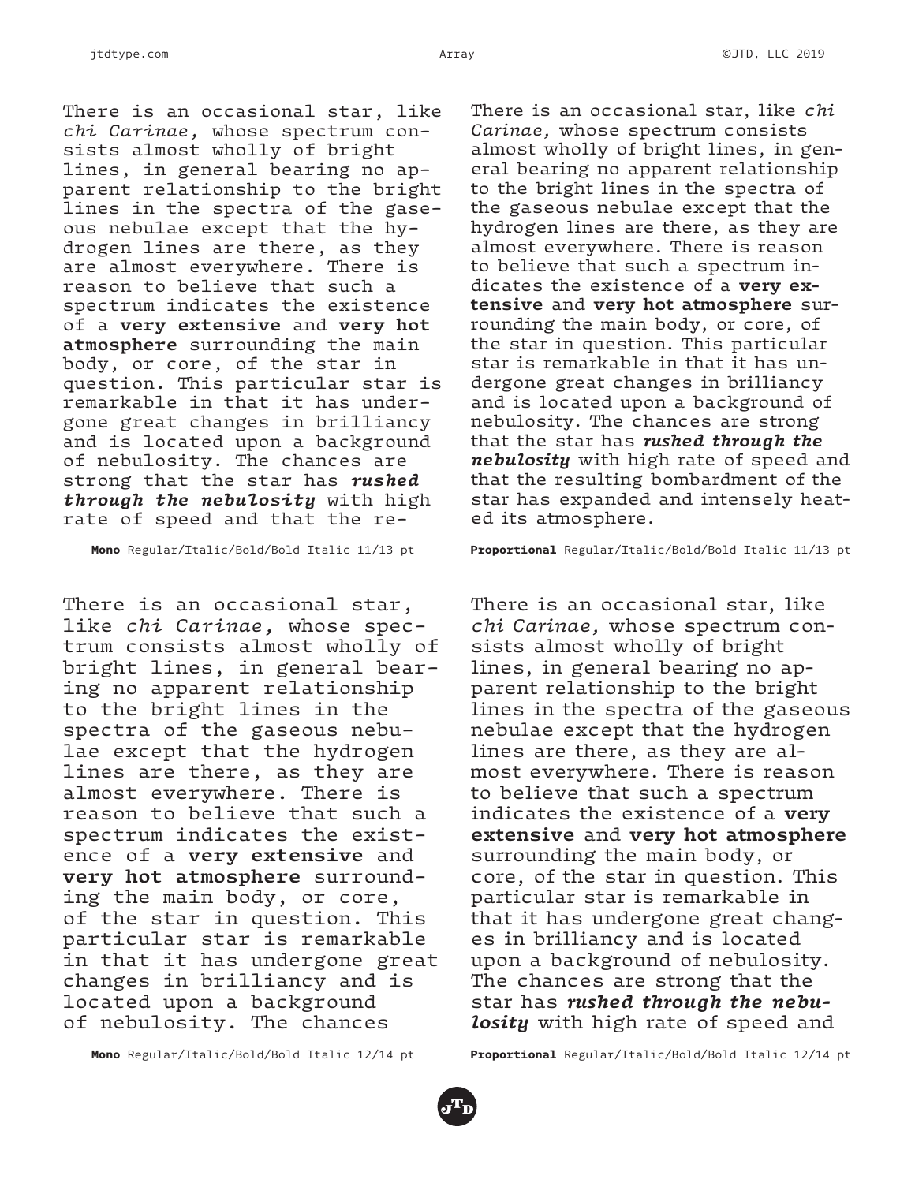There is an occasional star, like *chi Carinae,* whose spectrum consists almost wholly of bright lines, in general bearing no apparent relationship to the bright lines in the spectra of the gaseous nebulae except that the hydrogen lines are there, as they are almost everywhere. There is reason to believe that such a spectrum indicates the existence of a **very extensive** and **very hot atmosphere** surrounding the main body, or core, of the star in question. This particular star is remarkable in that it has undergone great changes in brilliancy and is located upon a background of nebulosity. The chances are strong that the star has ***rushed through the nebulosity*** with high rate of speed and that the re-

**Mono** Regular/Italic/Bold/Bold Italic 11/13 pt

There is an occasional star, like *chi Carinae,* whose spectrum consists almost wholly of bright lines, in general bearing no apparent relationship to the bright lines in the spectra of the gaseous nebulae except that the hydrogen lines are there, as they are almost everywhere. There is reason to believe that such a spectrum indicates the existence of a **very extensive** and **very hot atmosphere** surrounding the main body, or core, of the star in question. This particular star is remarkable in that it has undergone great changes in brilliancy and is located upon a background of nebulosity. The chances are strong that the star has ***rushed through the nebulosity*** with high rate of speed and that the resulting bombardment of the star has expanded and intensely heated its atmosphere.

**Proportional** Regular/Italic/Bold/Bold Italic 11/13 pt

There is an occasional star, like *chi Carinae,* whose spectrum consists almost wholly of bright lines, in general bearing no apparent relationship to the bright lines in the spectra of the gaseous nebulae except that the hydrogen lines are there, as they are almost everywhere. There is reason to believe that such a spectrum indicates the existence of a **very extensive** and **very hot atmosphere** surrounding the main body, or core, of the star in question. This particular star is remarkable in that it has undergone great changes in brilliancy and is located upon a background of nebulosity. The chances

**Mono** Regular/Italic/Bold/Bold Italic 12/14 pt

There is an occasional star, like *chi Carinae,* whose spectrum consists almost wholly of bright lines, in general bearing no apparent relationship to the bright lines in the spectra of the gaseous nebulae except that the hydrogen lines are there, as they are almost everywhere. There is reason to believe that such a spectrum indicates the existence of a **very extensive** and **very hot atmosphere** surrounding the main body, or core, of the star in question. This particular star is remarkable in that it has undergone great changes in brilliancy and is located upon a background of nebulosity. The chances are strong that the star has ***rushed through the nebulosity*** with high rate of speed and

**Proportional** Regular/Italic/Bold/Bold Italic 12/14 pt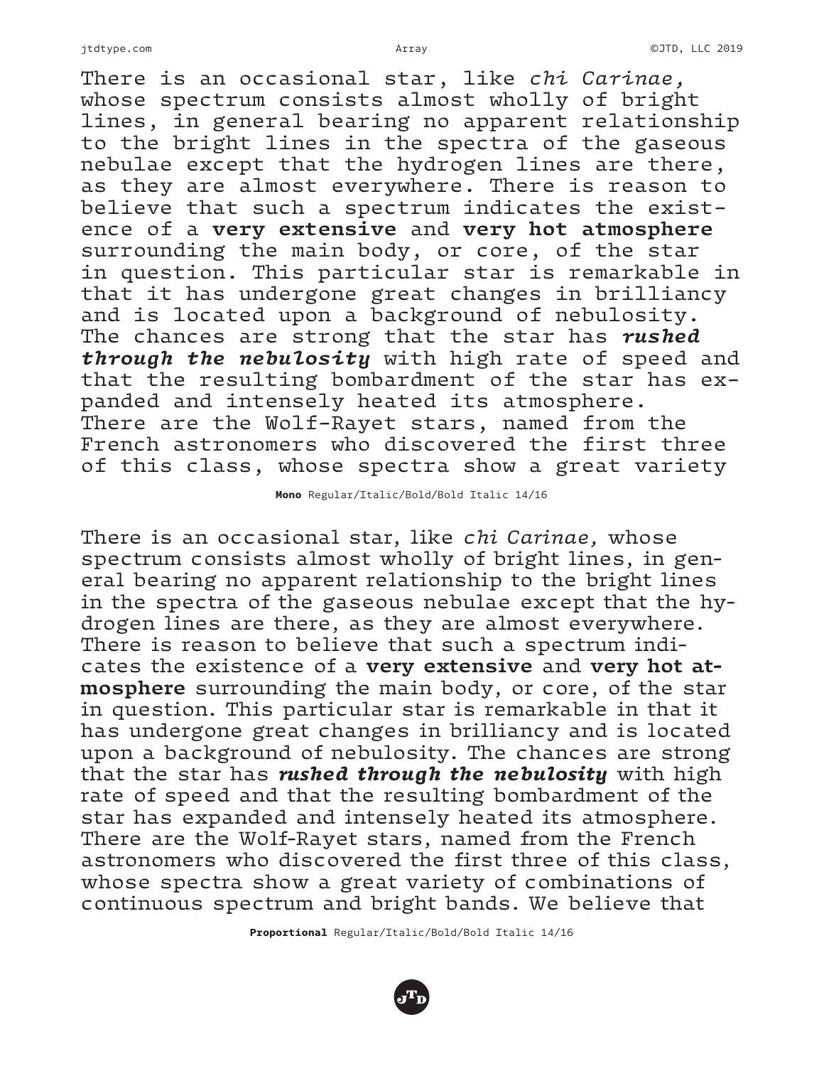There is an occasional star, like *chi Carinae,* whose spectrum consists almost wholly of bright lines, in general bearing no apparent relationship to the bright lines in the spectra of the gaseous nebulae except that the hydrogen lines are there, as they are almost everywhere. There is reason to believe that such a spectrum indicates the existence of a **very extensive** and **very hot atmosphere** surrounding the main body, or core, of the star in question. This particular star is remarkable in that it has undergone great changes in brilliancy and is located upon a background of nebulosity. The chances are strong that the star has ***rushed through the nebulosity*** with high rate of speed and that the resulting bombardment of the star has expanded and intensely heated its atmosphere. There are the Wolf-Rayet stars, named from the French astronomers who discovered the first three of this class, whose spectra show a great variety

**Mono** Regular/Italic/Bold/Bold Italic 14/16

There is an occasional star, like *chi Carinae,* whose spectrum consists almost wholly of bright lines, in general bearing no apparent relationship to the bright lines in the spectra of the gaseous nebulae except that the hydrogen lines are there, as they are almost everywhere. There is reason to believe that such a spectrum indicates the existence of a **very extensive** and **very hot atmosphere** surrounding the main body, or core, of the star in question. This particular star is remarkable in that it has undergone great changes in brilliancy and is located upon a background of nebulosity. The chances are strong that the star has ***rushed through the nebulosity*** with high rate of speed and that the resulting bombardment of the star has expanded and intensely heated its atmosphere. There are the Wolf-Rayet stars, named from the French astronomers who discovered the first three of this class, whose spectra show a great variety of combinations of continuous spectrum and bright bands. We believe that

**Proportional** Regular/Italic/Bold/Bold Italic 14/16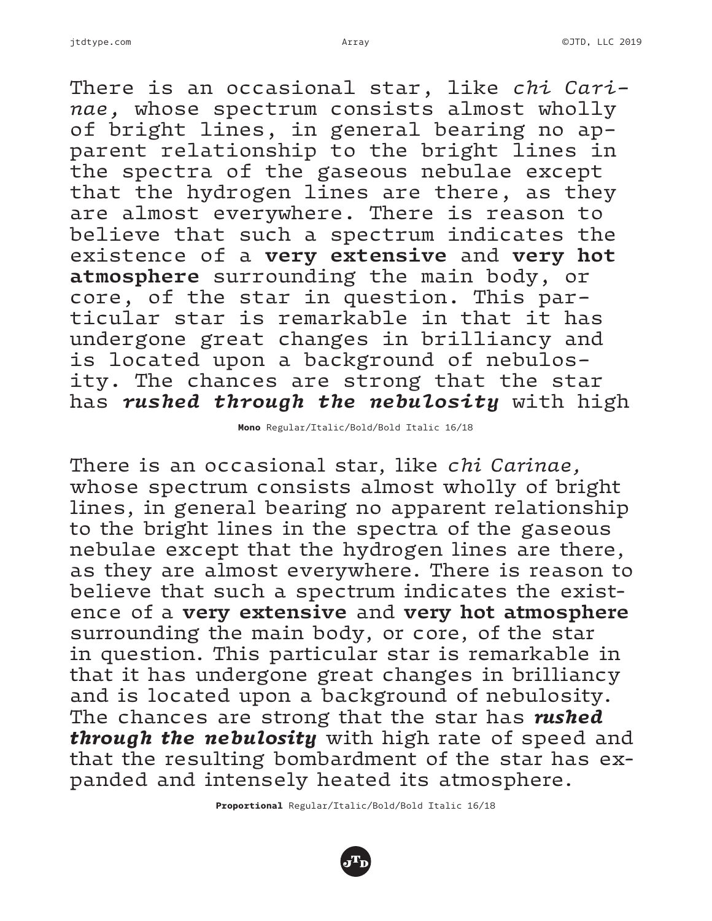There is an occasional star, like *chi Carinae,* whose spectrum consists almost wholly of bright lines, in general bearing no apparent relationship to the bright lines in the spectra of the gaseous nebulae except that the hydrogen lines are there, as they are almost everywhere. There is reason to believe that such a spectrum indicates the existence of a **very extensive** and **very hot atmosphere** surrounding the main body, or core, of the star in question. This particular star is remarkable in that it has undergone great changes in brilliancy and is located upon a background of nebulosity. The chances are strong that the star has ***rushed through the nebulosity*** with high

**Mono** Regular/Italic/Bold/Bold Italic 16/18

There is an occasional star, like *chi Carinae,* whose spectrum consists almost wholly of bright lines, in general bearing no apparent relationship to the bright lines in the spectra of the gaseous nebulae except that the hydrogen lines are there, as they are almost everywhere. There is reason to believe that such a spectrum indicates the existence of a **very extensive** and **very hot atmosphere** surrounding the main body, or core, of the star in question. This particular star is remarkable in that it has undergone great changes in brilliancy and is located upon a background of nebulosity. The chances are strong that the star has ***rushed through the nebulosity*** with high rate of speed and that the resulting bombardment of the star has expanded and intensely heated its atmosphere.

**Proportional** Regular/Italic/Bold/Bold Italic 16/18